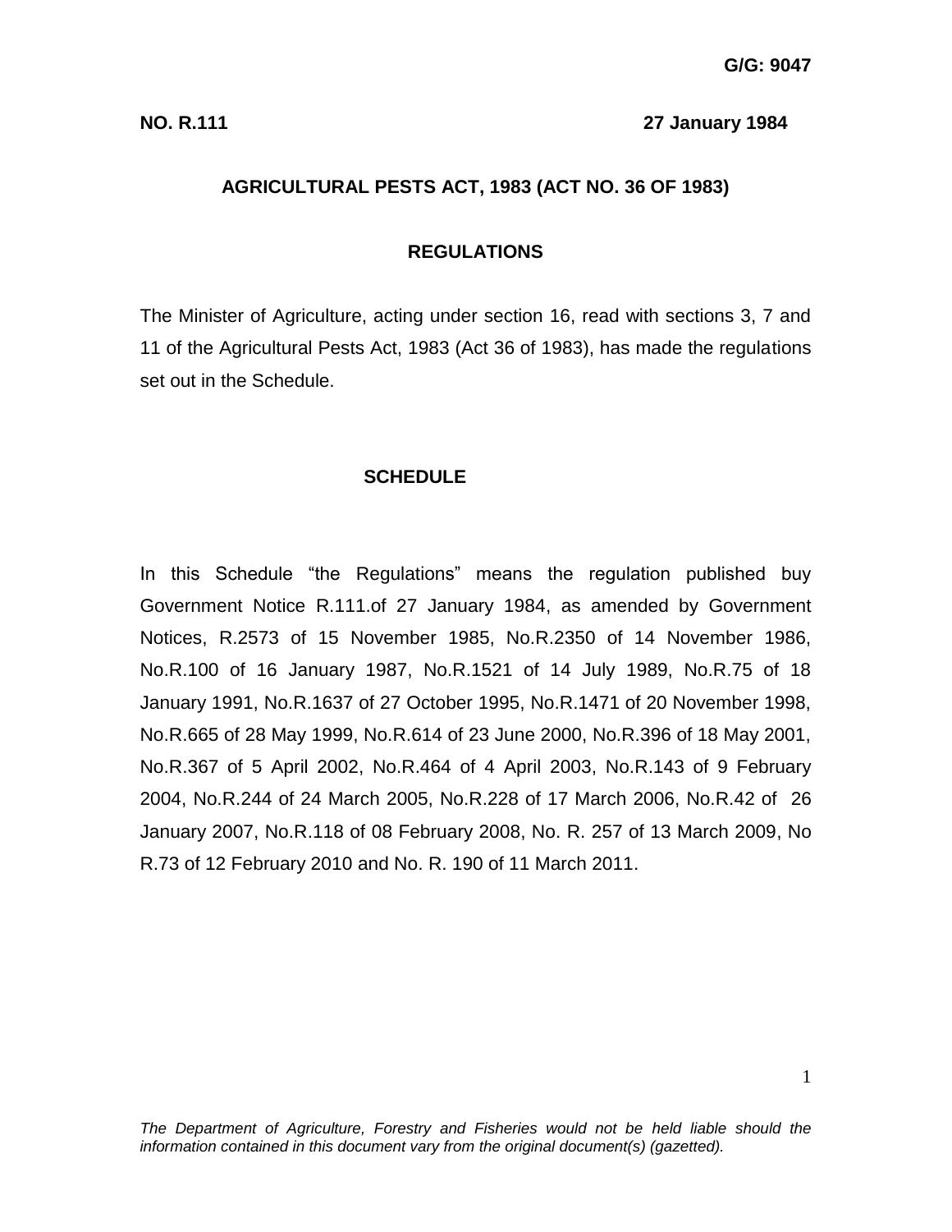**G/G: 9047**

**NO. R.111** **27 January 1984**

## AGRICULTURAL PESTS ACT, 1983 (ACT NO. 36 OF 1983)

## REGULATIONS

The Minister of Agriculture, acting under section 16, read with sections 3, 7 and 11 of the Agricultural Pests Act, 1983 (Act 36 of 1983), has made the regulations set out in the Schedule.

## SCHEDULE

In this Schedule "the Regulations" means the regulation published buy Government Notice R.111.of 27 January 1984, as amended by Government Notices, R.2573 of 15 November 1985, No.R.2350 of 14 November 1986, No.R.100 of 16 January 1987, No.R.1521 of 14 July 1989, No.R.75 of 18 January 1991, No.R.1637 of 27 October 1995, No.R.1471 of 20 November 1998, No.R.665 of 28 May 1999, No.R.614 of 23 June 2000, No.R.396 of 18 May 2001, No.R.367 of 5 April 2002, No.R.464 of 4 April 2003, No.R.143 of 9 February 2004, No.R.244 of 24 March 2005, No.R.228 of 17 March 2006, No.R.42 of 26 January 2007, No.R.118 of 08 February 2008, No. R. 257 of 13 March 2009, No R.73 of 12 February 2010 and No. R. 190 of 11 March 2011.

*The Department of Agriculture, Forestry and Fisheries would not be held liable should the information contained in this document vary from the original document(s) (gazetted).*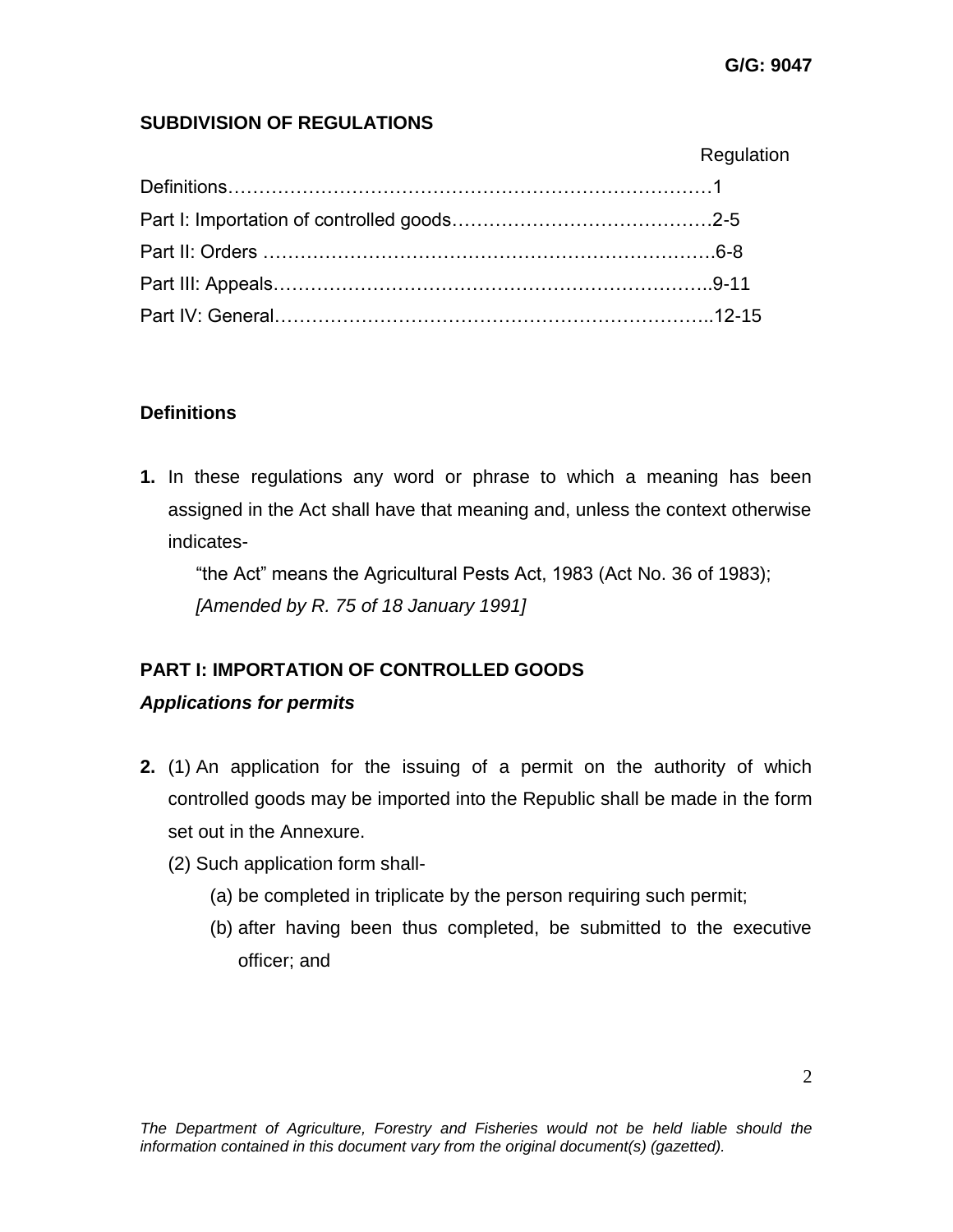**SUBDIVISION OF REGULATIONS**

| | Regulation |
|---|---|
| Definitions | 1 |
| Part I: Importation of controlled goods | 2-5 |
| Part II: Orders | 6-8 |
| Part III: Appeals | 9-11 |
| Part IV: General | 12-15 |

**Definitions**

**1.** In these regulations any word or phrase to which a meaning has been assigned in the Act shall have that meaning and, unless the context otherwise indicates-

"the Act" means the Agricultural Pests Act, 1983 (Act No. 36 of 1983);
*[Amended by R. 75 of 18 January 1991]*

**PART I: IMPORTATION OF CONTROLLED GOODS**

***Applications for permits***

**2.** (1) An application for the issuing of a permit on the authority of which controlled goods may be imported into the Republic shall be made in the form set out in the Annexure.

(2) Such application form shall-

(a) be completed in triplicate by the person requiring such permit;

(b) after having been thus completed, be submitted to the executive officer; and

*The Department of Agriculture, Forestry and Fisheries would not be held liable should the information contained in this document vary from the original document(s) (gazetted).*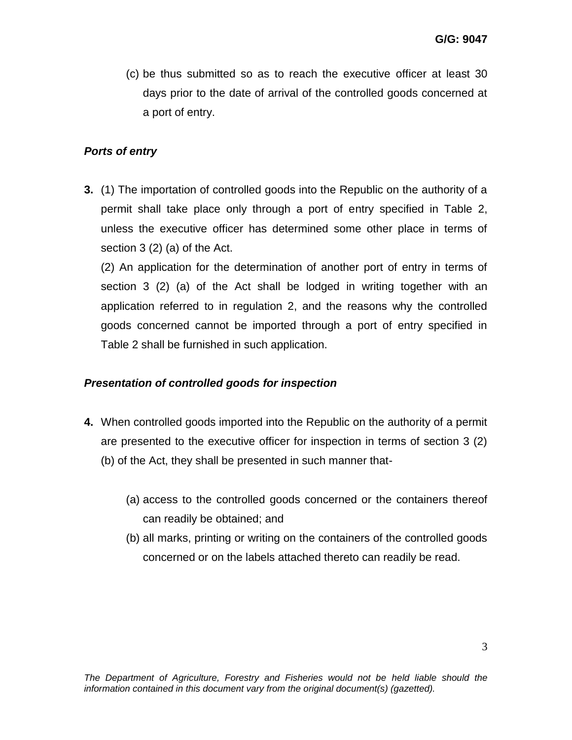(c) be thus submitted so as to reach the executive officer at least 30 days prior to the date of arrival of the controlled goods concerned at a port of entry.

***Ports of entry***

**3.** (1) The importation of controlled goods into the Republic on the authority of a permit shall take place only through a port of entry specified in Table 2, unless the executive officer has determined some other place in terms of section 3 (2) (a) of the Act.

(2) An application for the determination of another port of entry in terms of section 3 (2) (a) of the Act shall be lodged in writing together with an application referred to in regulation 2, and the reasons why the controlled goods concerned cannot be imported through a port of entry specified in Table 2 shall be furnished in such application.

***Presentation of controlled goods for inspection***

**4.** When controlled goods imported into the Republic on the authority of a permit are presented to the executive officer for inspection in terms of section 3 (2) (b) of the Act, they shall be presented in such manner that-

(a) access to the controlled goods concerned or the containers thereof can readily be obtained; and

(b) all marks, printing or writing on the containers of the controlled goods concerned or on the labels attached thereto can readily be read.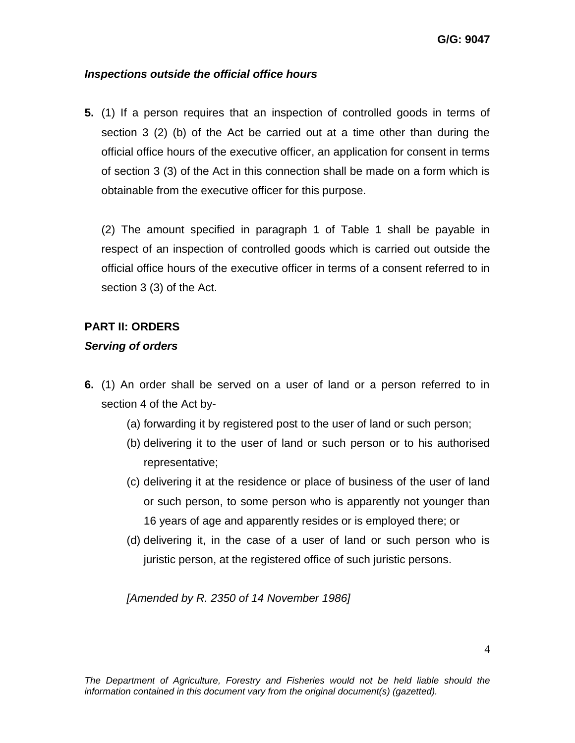***Inspections outside the official office hours***

**5.** (1) If a person requires that an inspection of controlled goods in terms of section 3 (2) (b) of the Act be carried out at a time other than during the official office hours of the executive officer, an application for consent in terms of section 3 (3) of the Act in this connection shall be made on a form which is obtainable from the executive officer for this purpose.

(2) The amount specified in paragraph 1 of Table 1 shall be payable in respect of an inspection of controlled goods which is carried out outside the official office hours of the executive officer in terms of a consent referred to in section 3 (3) of the Act.

## PART II: ORDERS

***Serving of orders***

**6.** (1) An order shall be served on a user of land or a person referred to in section 4 of the Act by-

(a) forwarding it by registered post to the user of land or such person;

(b) delivering it to the user of land or such person or to his authorised representative;

(c) delivering it at the residence or place of business of the user of land or such person, to some person who is apparently not younger than 16 years of age and apparently resides or is employed there; or

(d) delivering it, in the case of a user of land or such person who is juristic person, at the registered office of such juristic persons.

*[Amended by R. 2350 of 14 November 1986]*

*The Department of Agriculture, Forestry and Fisheries would not be held liable should the information contained in this document vary from the original document(s) (gazetted).*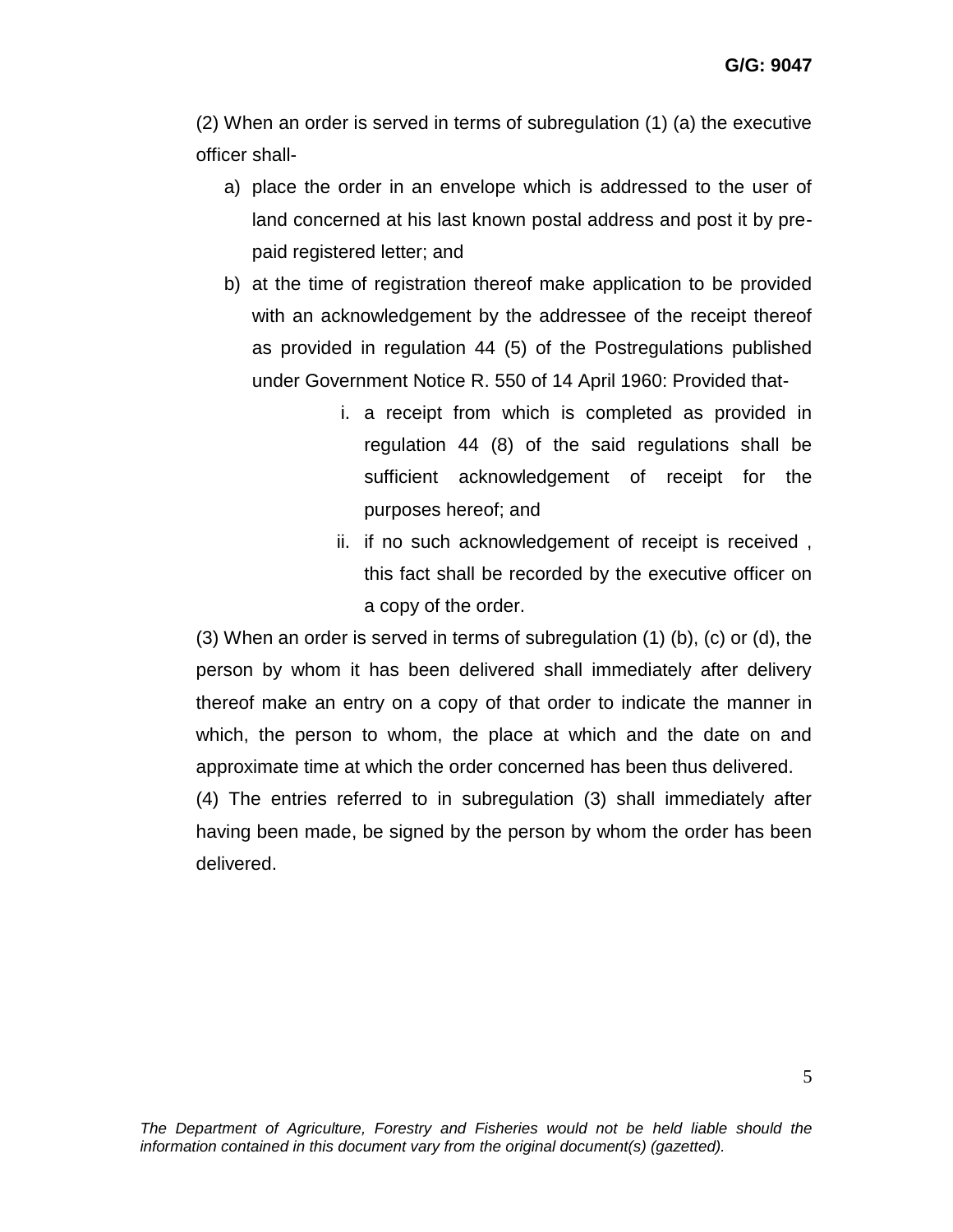(2) When an order is served in terms of subregulation (1) (a) the executive officer shall-

a) place the order in an envelope which is addressed to the user of land concerned at his last known postal address and post it by pre-paid registered letter; and
b) at the time of registration thereof make application to be provided with an acknowledgement by the addressee of the receipt thereof as provided in regulation 44 (5) of the Postregulations published under Government Notice R. 550 of 14 April 1960: Provided that-
   i. a receipt from which is completed as provided in regulation 44 (8) of the said regulations shall be sufficient acknowledgement of receipt for the purposes hereof; and
   ii. if no such acknowledgement of receipt is received , this fact shall be recorded by the executive officer on a copy of the order.

(3) When an order is served in terms of subregulation (1) (b), (c) or (d), the person by whom it has been delivered shall immediately after delivery thereof make an entry on a copy of that order to indicate the manner in which, the person to whom, the place at which and the date on and approximate time at which the order concerned has been thus delivered.

(4) The entries referred to in subregulation (3) shall immediately after having been made, be signed by the person by whom the order has been delivered.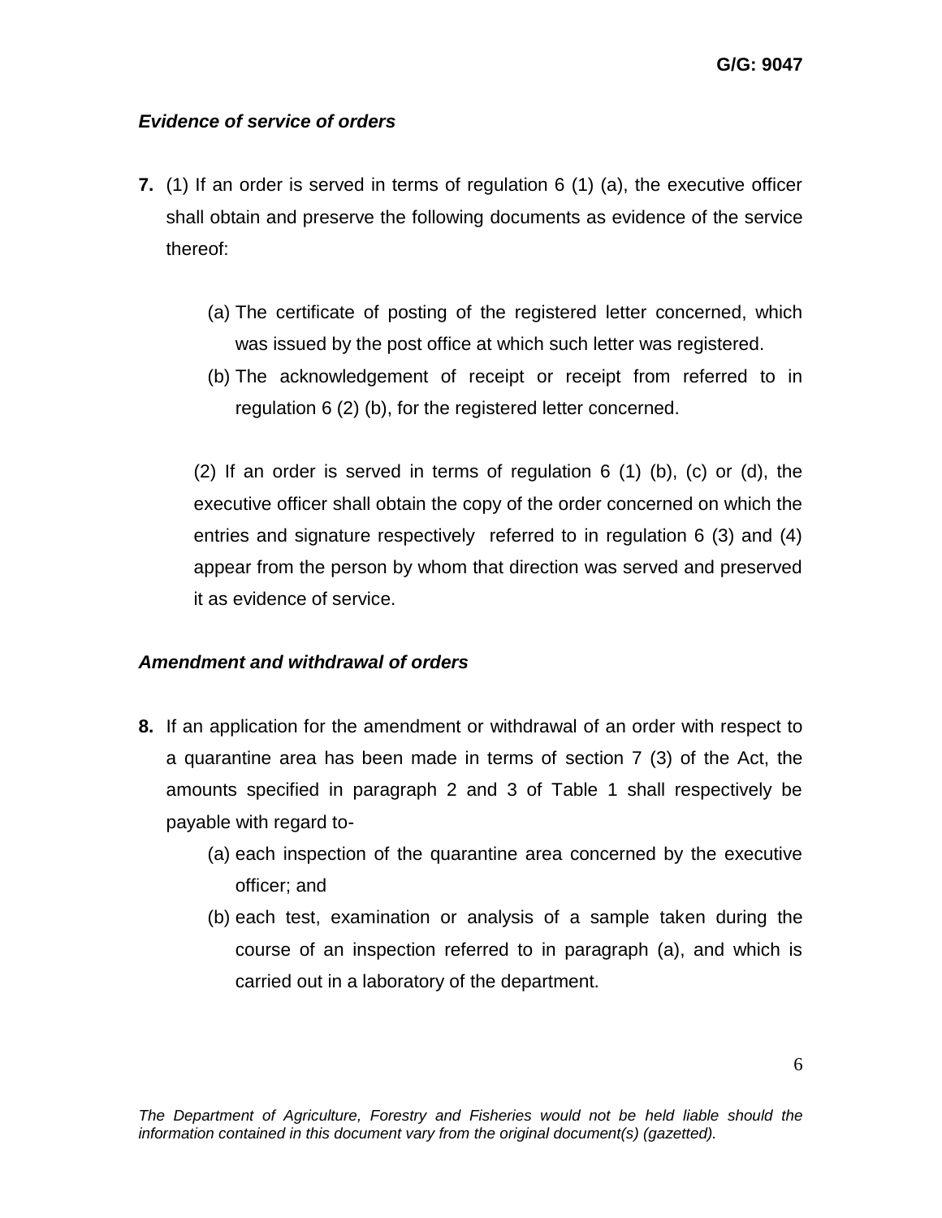***Evidence of service of orders***

**7.** (1) If an order is served in terms of regulation 6 (1) (a), the executive officer shall obtain and preserve the following documents as evidence of the service thereof:

(a) The certificate of posting of the registered letter concerned, which was issued by the post office at which such letter was registered.

(b) The acknowledgement of receipt or receipt from referred to in regulation 6 (2) (b), for the registered letter concerned.

(2) If an order is served in terms of regulation 6 (1) (b), (c) or (d), the executive officer shall obtain the copy of the order concerned on which the entries and signature respectively referred to in regulation 6 (3) and (4) appear from the person by whom that direction was served and preserved it as evidence of service.

***Amendment and withdrawal of orders***

**8.** If an application for the amendment or withdrawal of an order with respect to a quarantine area has been made in terms of section 7 (3) of the Act, the amounts specified in paragraph 2 and 3 of Table 1 shall respectively be payable with regard to-

(a) each inspection of the quarantine area concerned by the executive officer; and

(b) each test, examination or analysis of a sample taken during the course of an inspection referred to in paragraph (a), and which is carried out in a laboratory of the department.

*The Department of Agriculture, Forestry and Fisheries would not be held liable should the information contained in this document vary from the original document(s) (gazetted).*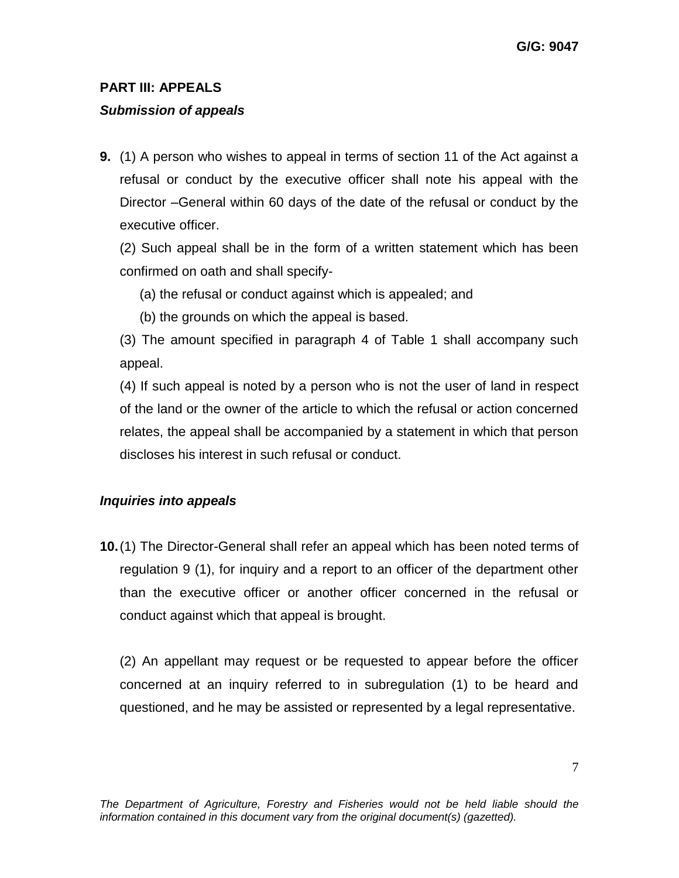## PART III: APPEALS

***Submission of appeals***

**9.** (1) A person who wishes to appeal in terms of section 11 of the Act against a refusal or conduct by the executive officer shall note his appeal with the Director –General within 60 days of the date of the refusal or conduct by the executive officer.

(2) Such appeal shall be in the form of a written statement which has been confirmed on oath and shall specify-

(a) the refusal or conduct against which is appealed; and

(b) the grounds on which the appeal is based.

(3) The amount specified in paragraph 4 of Table 1 shall accompany such appeal.

(4) If such appeal is noted by a person who is not the user of land in respect of the land or the owner of the article to which the refusal or action concerned relates, the appeal shall be accompanied by a statement in which that person discloses his interest in such refusal or conduct.

***Inquiries into appeals***

**10.** (1) The Director-General shall refer an appeal which has been noted terms of regulation 9 (1), for inquiry and a report to an officer of the department other than the executive officer or another officer concerned in the refusal or conduct against which that appeal is brought.

(2) An appellant may request or be requested to appear before the officer concerned at an inquiry referred to in subregulation (1) to be heard and questioned, and he may be assisted or represented by a legal representative.

*The Department of Agriculture, Forestry and Fisheries would not be held liable should the information contained in this document vary from the original document(s) (gazetted).*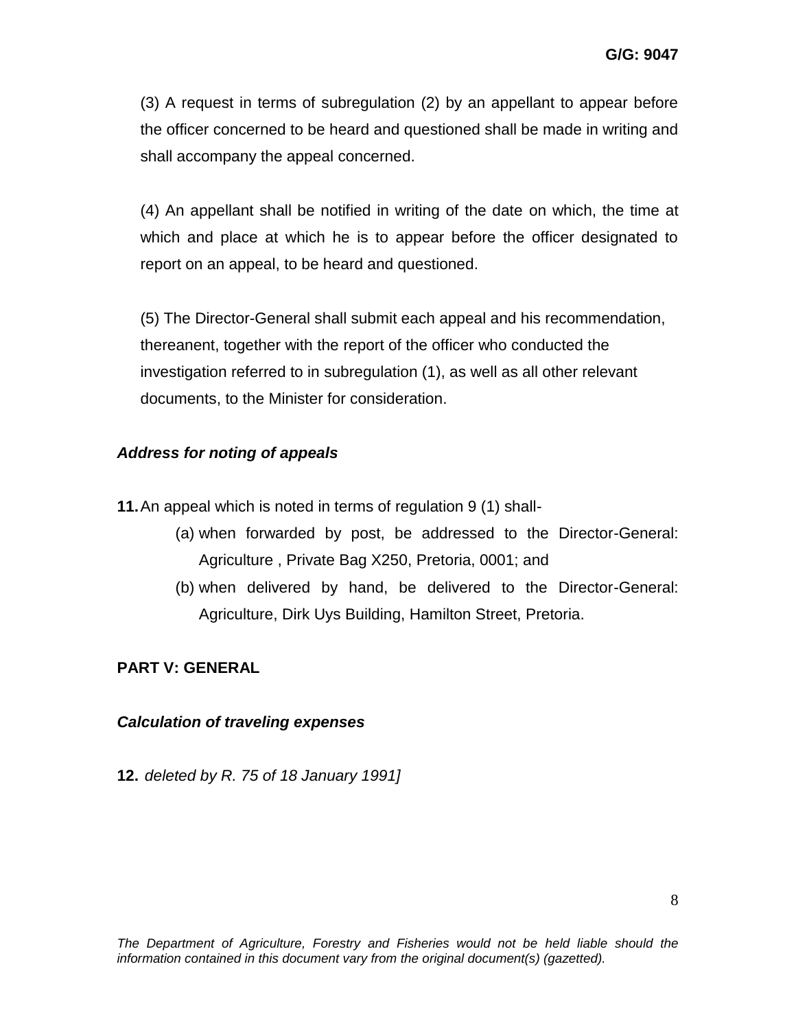(3) A request in terms of subregulation (2) by an appellant to appear before the officer concerned to be heard and questioned shall be made in writing and shall accompany the appeal concerned.

(4) An appellant shall be notified in writing of the date on which, the time at which and place at which he is to appear before the officer designated to report on an appeal, to be heard and questioned.

(5) The Director-General shall submit each appeal and his recommendation, thereanent, together with the report of the officer who conducted the investigation referred to in subregulation (1), as well as all other relevant documents, to the Minister for consideration.

***Address for noting of appeals***

**11.** An appeal which is noted in terms of regulation 9 (1) shall-

(a) when forwarded by post, be addressed to the Director-General: Agriculture , Private Bag X250, Pretoria, 0001; and

(b) when delivered by hand, be delivered to the Director-General: Agriculture, Dirk Uys Building, Hamilton Street, Pretoria.

**PART V: GENERAL**

***Calculation of traveling expenses***

**12.** *deleted by R. 75 of 18 January 1991]*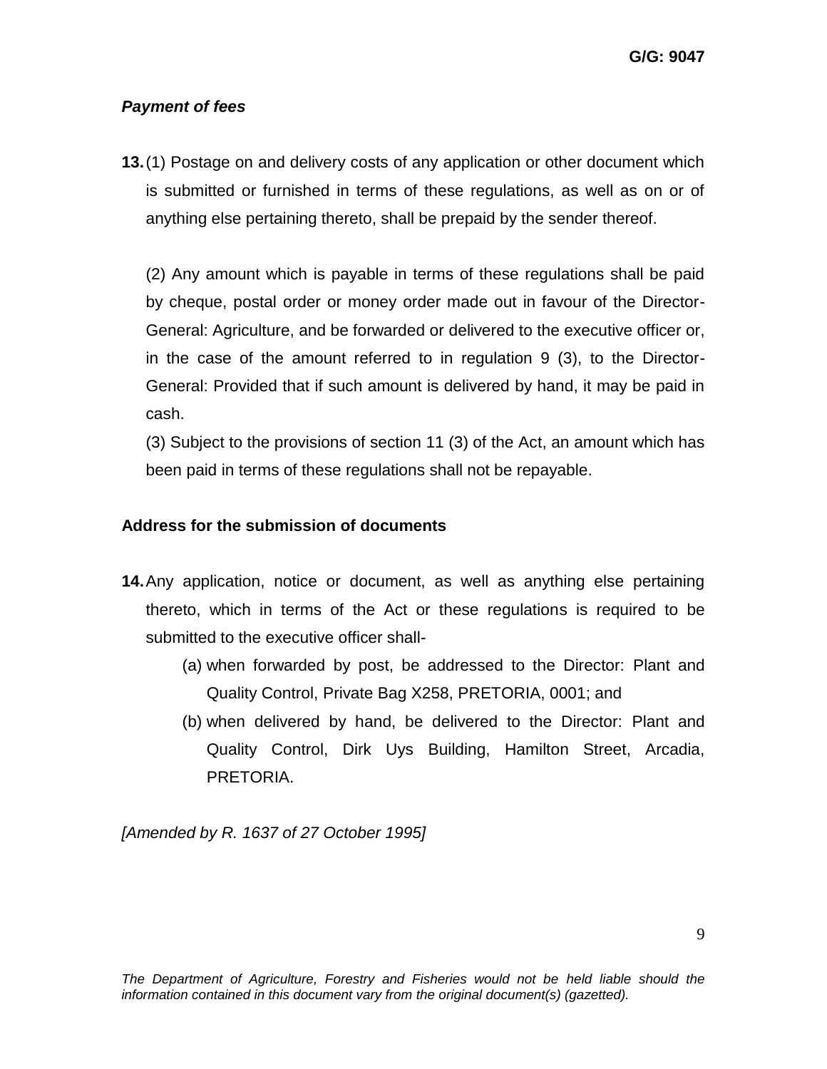***Payment of fees***

**13.** (1) Postage on and delivery costs of any application or other document which is submitted or furnished in terms of these regulations, as well as on or of anything else pertaining thereto, shall be prepaid by the sender thereof.

(2) Any amount which is payable in terms of these regulations shall be paid by cheque, postal order or money order made out in favour of the Director-General: Agriculture, and be forwarded or delivered to the executive officer or, in the case of the amount referred to in regulation 9 (3), to the Director-General: Provided that if such amount is delivered by hand, it may be paid in cash.

(3) Subject to the provisions of section 11 (3) of the Act, an amount which has been paid in terms of these regulations shall not be repayable.

**Address for the submission of documents**

**14.** Any application, notice or document, as well as anything else pertaining thereto, which in terms of the Act or these regulations is required to be submitted to the executive officer shall-

(a) when forwarded by post, be addressed to the Director: Plant and Quality Control, Private Bag X258, PRETORIA, 0001; and

(b) when delivered by hand, be delivered to the Director: Plant and Quality Control, Dirk Uys Building, Hamilton Street, Arcadia, PRETORIA.

*[Amended by R. 1637 of 27 October 1995]*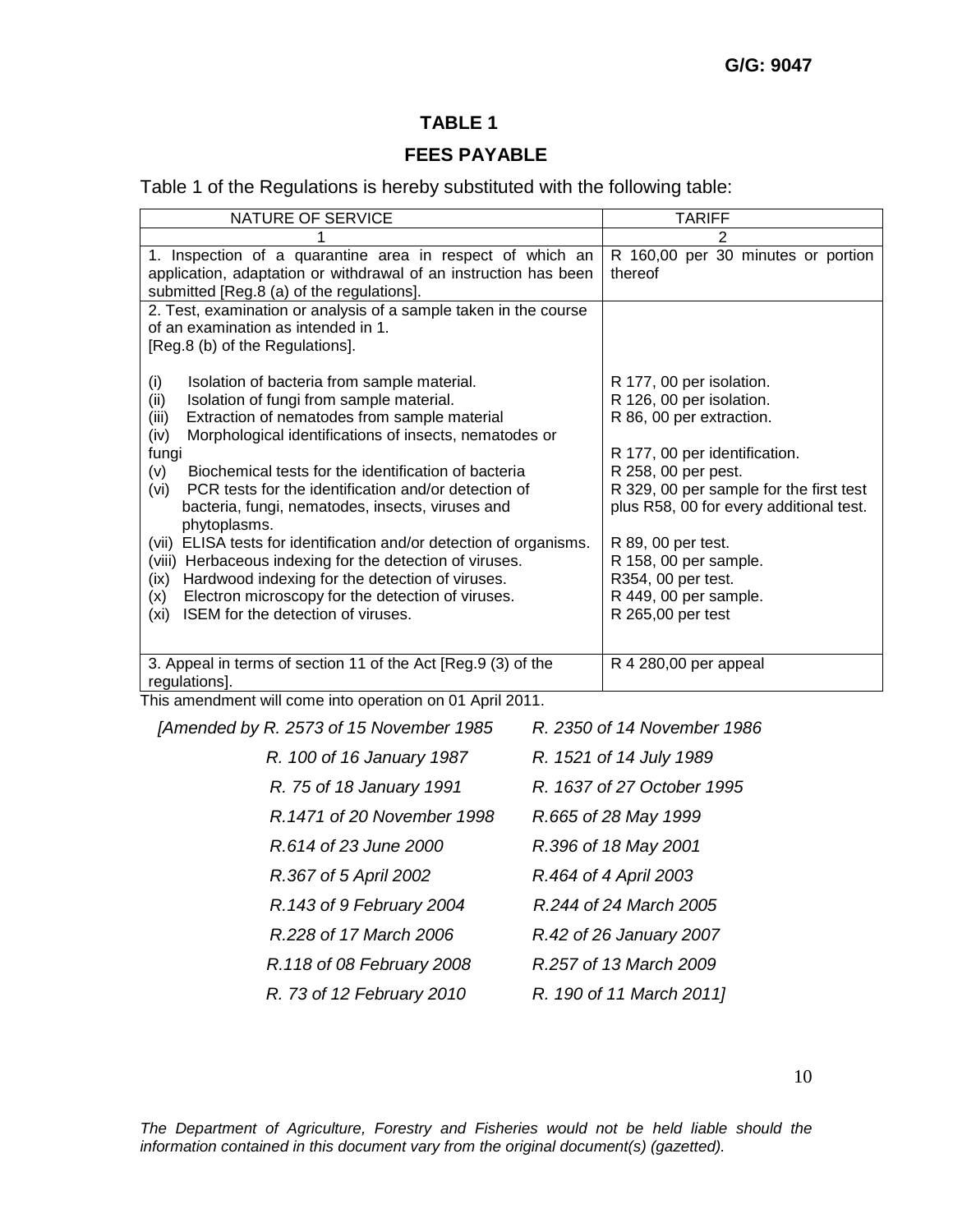**G/G: 9047**

## TABLE 1

## FEES PAYABLE

Table 1 of the Regulations is hereby substituted with the following table:

| NATURE OF SERVICE | TARIFF |
|---|---|
| 1 | 2 |
| 1. Inspection of a quarantine area in respect of which an application, adaptation or withdrawal of an instruction has been submitted [Reg.8 (a) of the regulations]. | R 160,00 per 30 minutes or portion thereof |
| 2. Test, examination or analysis of a sample taken in the course of an examination as intended in 1. [Reg.8 (b) of the Regulations]. | |
| (i) Isolation of bacteria from sample material. | R 177, 00 per isolation. |
| (ii) Isolation of fungi from sample material. | R 126, 00 per isolation. |
| (iii) Extraction of nematodes from sample material | R 86, 00 per extraction. |
| (iv) Morphological identifications of insects, nematodes or fungi | R 177, 00 per identification. |
| (v) Biochemical tests for the identification of bacteria | R 258, 00 per pest. |
| (vi) PCR tests for the identification and/or detection of bacteria, fungi, nematodes, insects, viruses and phytoplasms. | R 329, 00 per sample for the first test plus R58, 00 for every additional test. |
| (vii) ELISA tests for identification and/or detection of organisms. | R 89, 00 per test. |
| (viii) Herbaceous indexing for the detection of viruses. | R 158, 00 per sample. |
| (ix) Hardwood indexing for the detection of viruses. | R354, 00 per test. |
| (x) Electron microscopy for the detection of viruses. | R 449, 00 per sample. |
| (xi) ISEM for the detection of viruses. | R 265,00 per test |
| 3. Appeal in terms of section 11 of the Act [Reg.9 (3) of the regulations]. | R 4 280,00 per appeal |

This amendment will come into operation on 01 April 2011.

*[Amended by R. 2573 of 15 November 1985 R. 2350 of 14 November 1986*
*R. 100 of 16 January 1987 R. 1521 of 14 July 1989*
*R. 75 of 18 January 1991 R. 1637 of 27 October 1995*
*R.1471 of 20 November 1998 R.665 of 28 May 1999*
*R.614 of 23 June 2000 R.396 of 18 May 2001*
*R.367 of 5 April 2002 R.464 of 4 April 2003*
*R.143 of 9 February 2004 R.244 of 24 March 2005*
*R.228 of 17 March 2006 R.42 of 26 January 2007*
*R.118 of 08 February 2008 R.257 of 13 March 2009*
*R. 73 of 12 February 2010 R. 190 of 11 March 2011]*

*The Department of Agriculture, Forestry and Fisheries would not be held liable should the information contained in this document vary from the original document(s) (gazetted).*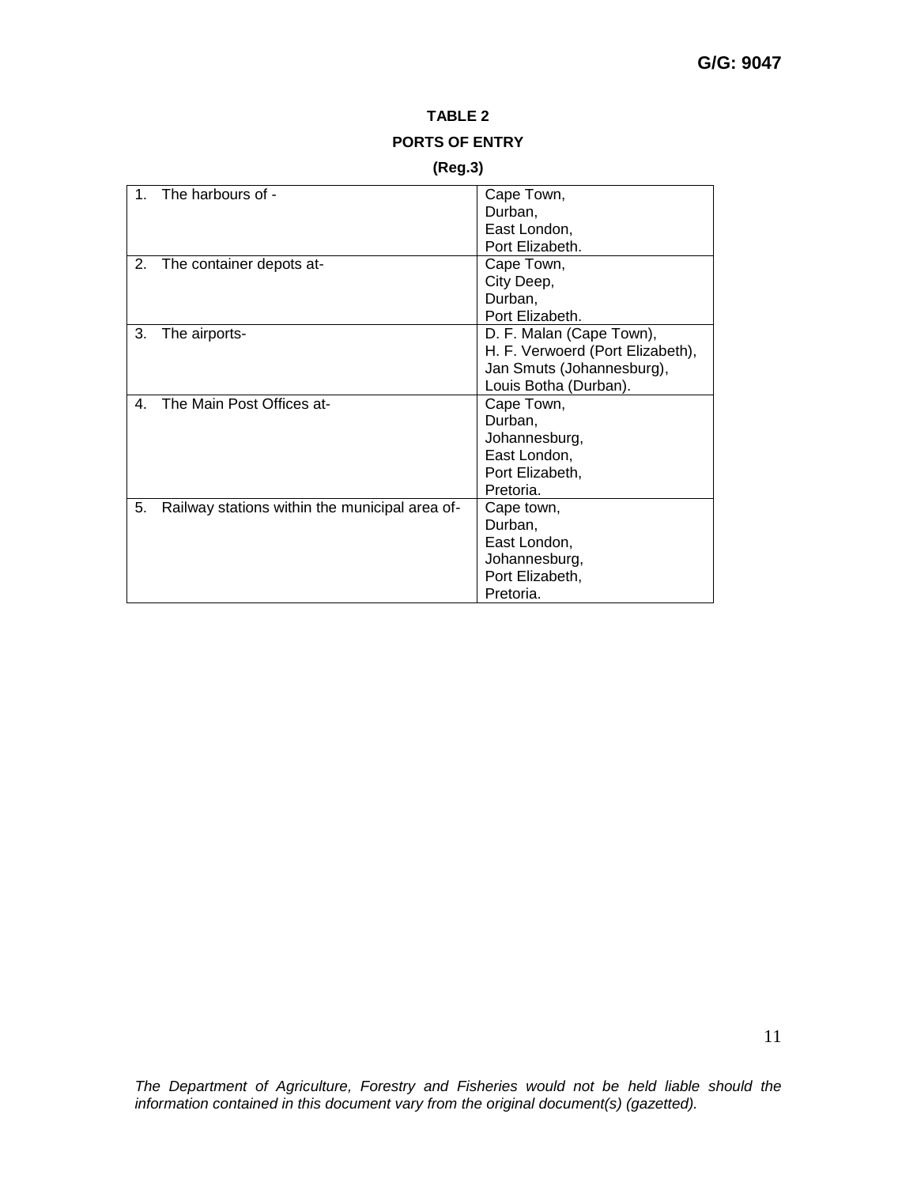**TABLE 2**

**PORTS OF ENTRY**

**(Reg.3)**

| | |
|---|---|
| 1. The harbours of - | Cape Town,<br>Durban,<br>East London,<br>Port Elizabeth. |
| 2. The container depots at- | Cape Town,<br>City Deep,<br>Durban,<br>Port Elizabeth. |
| 3. The airports- | D. F. Malan (Cape Town),<br>H. F. Verwoerd (Port Elizabeth),<br>Jan Smuts (Johannesburg),<br>Louis Botha (Durban). |
| 4. The Main Post Offices at- | Cape Town,<br>Durban,<br>Johannesburg,<br>East London,<br>Port Elizabeth,<br>Pretoria. |
| 5. Railway stations within the municipal area of- | Cape town,<br>Durban,<br>East London,<br>Johannesburg,<br>Port Elizabeth,<br>Pretoria. |

*The Department of Agriculture, Forestry and Fisheries would not be held liable should the information contained in this document vary from the original document(s) (gazetted).*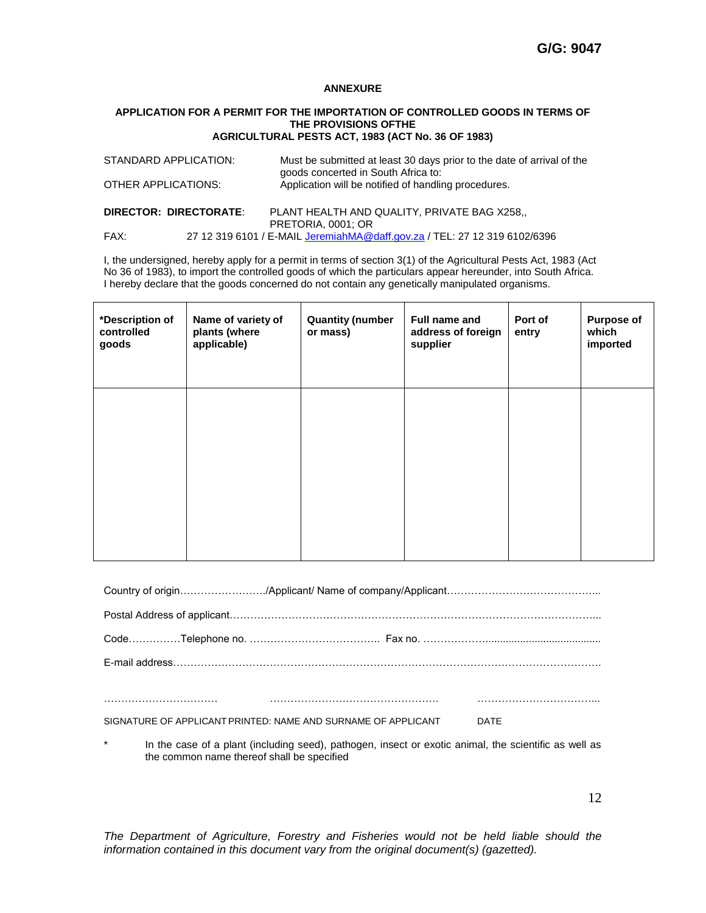**G/G: 9047**

**ANNEXURE**

**APPLICATION FOR A PERMIT FOR THE IMPORTATION OF CONTROLLED GOODS IN TERMS OF THE PROVISIONS OFTHE AGRICULTURAL PESTS ACT, 1983 (ACT No. 36 OF 1983)**

STANDARD APPLICATION: Must be submitted at least 30 days prior to the date of arrival of the goods concerted in South Africa to:

OTHER APPLICATIONS: Application will be notified of handling procedures.

**DIRECTOR: DIRECTORATE**: PLANT HEALTH AND QUALITY, PRIVATE BAG X258,, PRETORIA, 0001; OR

FAX: 27 12 319 6101 / E-MAIL JeremiahMA@daff.gov.za / TEL: 27 12 319 6102/6396

I, the undersigned, hereby apply for a permit in terms of section 3(1) of the Agricultural Pests Act, 1983 (Act No 36 of 1983), to import the controlled goods of which the particulars appear hereunder, into South Africa. I hereby declare that the goods concerned do not contain any genetically manipulated organisms.

| *Description of controlled goods | Name of variety of plants (where applicable) | Quantity (number or mass) | Full name and address of foreign supplier | Port of entry | Purpose of which imported |
|---|---|---|---|---|---|
| | | | | | |

Country of origin……………………./Applicant/ Name of company/Applicant……………………………………...

Postal Address of applicant…………………………………………………………………………………………...

Code……………Telephone no. ……………………………….. Fax no. ………………........................................

E-mail address……………………………………………………………………………………………………….

……………………………  …………………………………………  ……………………………...

SIGNATURE OF APPLICANT PRINTED: NAME AND SURNAME OF APPLICANT DATE

\* In the case of a plant (including seed), pathogen, insect or exotic animal, the scientific as well as the common name thereof shall be specified

*The Department of Agriculture, Forestry and Fisheries would not be held liable should the information contained in this document vary from the original document(s) (gazetted).*